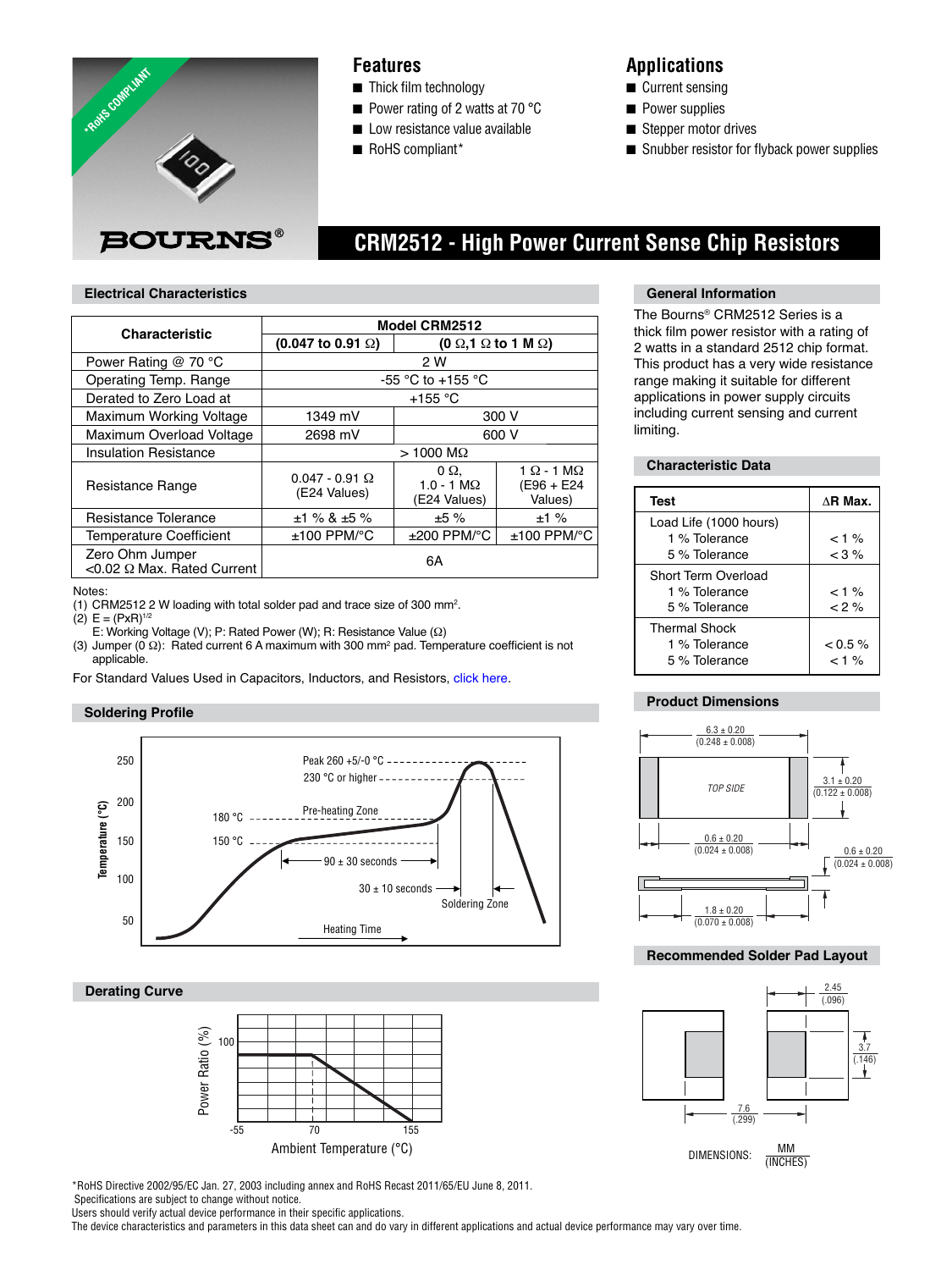# CRM2512 - High Power Current Sense Chip Resistors

## Features

- Thick film technology
- Power rating of 2 watts at 70 °C
- Low resistance value available
- RoHS compliant*

## Applications

- Current sensing
- Power supplies
- Stepper motor drives
- Snubber resistor for flyback power supplies

## Electrical Characteristics

| Characteristic | Model CRM2512 | | |
|---|---|---|---|
| | (0.047 to 0.91 Ω) | (0 Ω,1 Ω to 1 M Ω) | |
| Power Rating @ 70 °C | 2 W | | |
| Operating Temp. Range | -55 °C to +155 °C | | |
| Derated to Zero Load at | +155 °C | | |
| Maximum Working Voltage | 1349 mV | 300 V | |
| Maximum Overload Voltage | 2698 mV | 600 V | |
| Insulation Resistance | > 1000 MΩ | | |
| Resistance Range | 0.047 - 0.91 Ω (E24 Values) | 0 Ω, 1.0 - 1 MΩ (E24 Values) | 1 Ω - 1 MΩ (E96 + E24 Values) |
| Resistance Tolerance | ±1 % & ±5 % | ±5 % | ±1 % |
| Temperature Coefficient | ±100 PPM/°C | ±200 PPM/°C | ±100 PPM/°C |
| Zero Ohm Jumper <0.02 Ω Max. Rated Current | 6A | | |

Notes:
(1) CRM2512 2 W loading with total solder pad and trace size of 300 mm².
(2) $E = (PxR)^{1/2}$
E: Working Voltage (V); P: Rated Power (W); R: Resistance Value (Ω)
(3) Jumper (0 Ω): Rated current 6 A maximum with 300 mm² pad. Temperature coefficient is not applicable.

For Standard Values Used in Capacitors, Inductors, and Resistors, click here.

## General Information

The Bourns® CRM2512 Series is a thick film power resistor with a rating of 2 watts in a standard 2512 chip format. This product has a very wide resistance range making it suitable for different applications in power supply circuits including current sensing and current limiting.

## Characteristic Data

| Test | ΔR Max. |
|---|---|
| Load Life (1000 hours) | |
| 1 % Tolerance | < 1 % |
| 5 % Tolerance | < 3 % |
| Short Term Overload | |
| 1 % Tolerance | < 1 % |
| 5 % Tolerance | < 2 % |
| Thermal Shock | |
| 1 % Tolerance | < 0.5 % |
| 5 % Tolerance | < 1 % |

## Soldering Profile

Temperature (°C): 50, 100, 150, 200, 250

Peak 260 +5/-0 °C
230 °C or higher
Pre-heating Zone
180 °C
150 °C
90 ± 30 seconds
30 ± 10 seconds
Soldering Zone
Heating Time

## Derating Curve

Power Ratio (%): 100

Ambient Temperature (°C): -55, 70, 155

## Product Dimensions

TOP SIDE

- 6.3 ± 0.20 (0.248 ± 0.008)
- 3.1 ± 0.20 (0.122 ± 0.008)
- 0.6 ± 0.20 (0.024 ± 0.008)
- 0.6 ± 0.20 (0.024 ± 0.008)
- 1.8 ± 0.20 (0.070 ± 0.008)

## Recommended Solder Pad Layout

- 2.45 (.096)
- 3.7 (.146)
- 7.6 (.299)

DIMENSIONS: MM (INCHES)

*RoHS Directive 2002/95/EC Jan. 27, 2003 including annex and RoHS Recast 2011/65/EU June 8, 2011.
Specifications are subject to change without notice.
Users should verify actual device performance in their specific applications.
The device characteristics and parameters in this data sheet can and do vary in different applications and actual device performance may vary over time.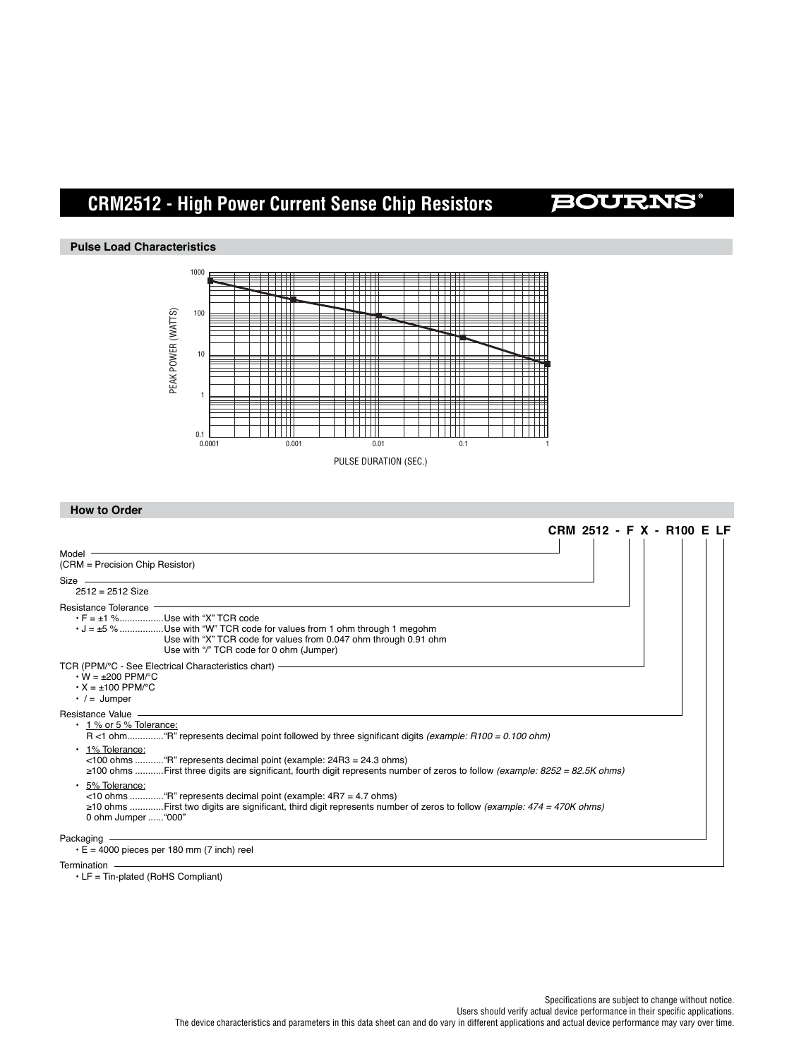# CRM2512 - High Power Current Sense Chip Resistors

## Pulse Load Characteristics

PEAK POWER (WATTS)

1000
100
10
1
0.1

0.0001
0.001
0.01
0.1
1

PULSE DURATION (SEC.)

## How to Order

**CRM 2512 - F X - R100 E LF**

Model
(CRM = Precision Chip Resistor)

Size
2512 = 2512 Size

Resistance Tolerance
- F = ±1 %................Use with "X" TCR code
- J = ±5 %................Use with "W" TCR code for values from 1 ohm through 1 megohm
  Use with "X" TCR code for values from 0.047 ohm through 0.91 ohm
  Use with "/" TCR code for 0 ohm (Jumper)

TCR (PPM/°C - See Electrical Characteristics chart)
- W = ±200 PPM/°C
- X = ±100 PPM/°C
- / = Jumper

Resistance Value
- 1 % or 5 % Tolerance:
  R <1 ohm..............."R" represents decimal point followed by three significant digits *(example: R100 = 0.100 ohm)*
- 1% Tolerance:
  <100 ohms ..........."R" represents decimal point (example: 24R3 = 24.3 ohms)
  ≥100 ohms ...........First three digits are significant, fourth digit represents number of zeros to follow *(example: 8252 = 82.5K ohms)*
- 5% Tolerance:
  <10 ohms ............."R" represents decimal point (example: 4R7 = 4.7 ohms)
  ≥10 ohms .............First two digits are significant, third digit represents number of zeros to follow *(example: 474 = 470K ohms)*
  0 ohm Jumper ......"000"

Packaging
- E = 4000 pieces per 180 mm (7 inch) reel

Termination
- LF = Tin-plated (RoHS Compliant)

Specifications are subject to change without notice.
Users should verify actual device performance in their specific applications.
The device characteristics and parameters in this data sheet can and do vary in different applications and actual device performance may vary over time.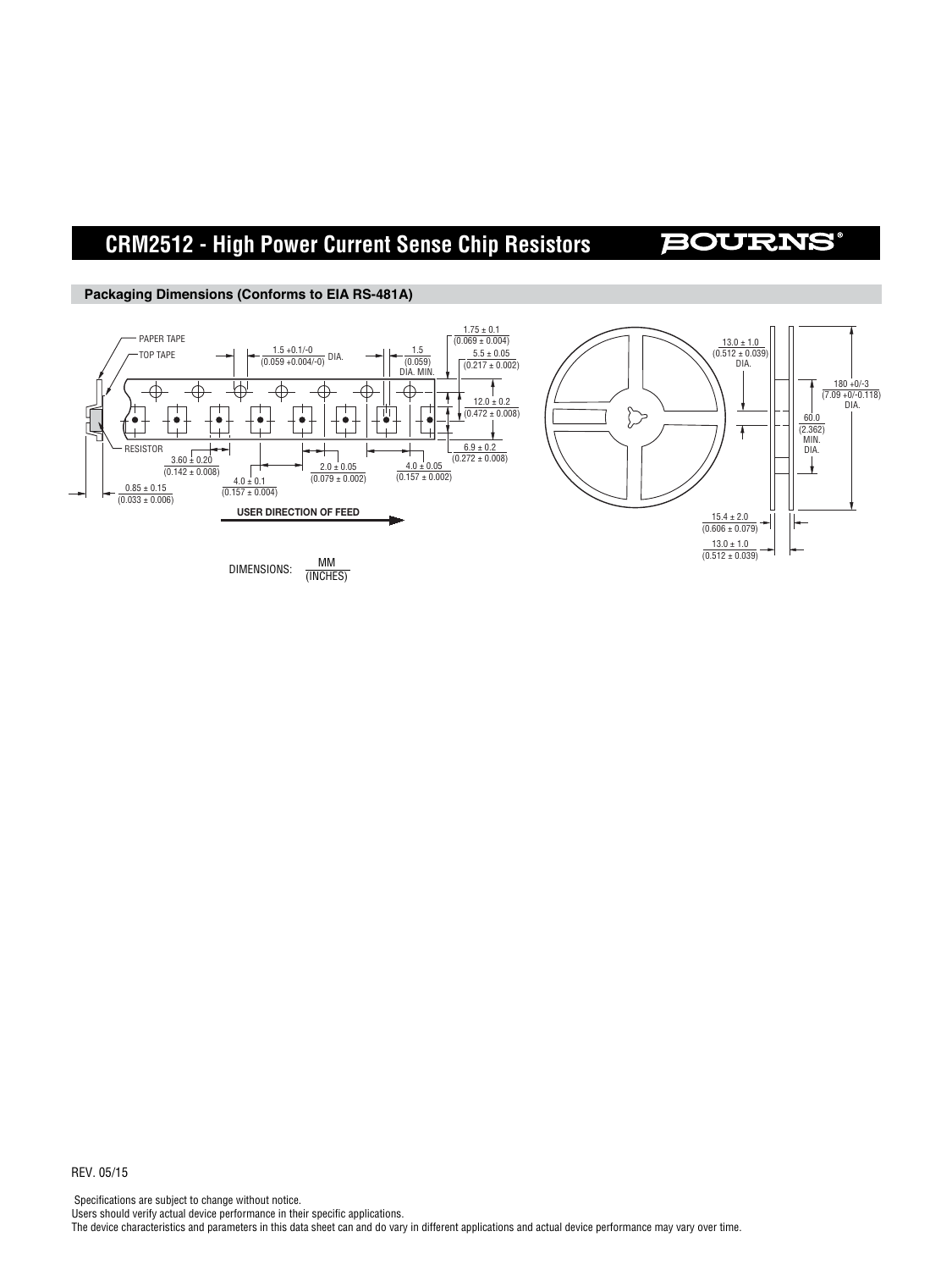## Packaging Dimensions (Conforms to EIA RS-481A)

PAPER TAPE

TOP TAPE

RESISTOR

1.5 +0.1/-0 (0.059 +0.004/-0) DIA.

1.5 (0.059) DIA. MIN.

1.75 ± 0.1 (0.069 ± 0.004)

5.5 ± 0.05 (0.217 ± 0.002)

12.0 ± 0.2 (0.472 ± 0.008)

6.9 ± 0.2 (0.272 ± 0.008)

3.60 ± 0.20 (0.142 ± 0.008)

2.0 ± 0.05 (0.079 ± 0.002)

4.0 ± 0.05 (0.157 ± 0.002)

4.0 ± 0.1 (0.157 ± 0.004)

0.85 ± 0.15 (0.033 ± 0.006)

USER DIRECTION OF FEED

13.0 ± 1.0 (0.512 ± 0.039) DIA.

180 +0/-3 (7.09 +0/-0.118) DIA.

60.0 (2.362) MIN. DIA.

15.4 ± 2.0 (0.606 ± 0.079)

13.0 ± 1.0 (0.512 ± 0.039)

DIMENSIONS: MM (INCHES)

REV. 05/15

Specifications are subject to change without notice.
Users should verify actual device performance in their specific applications.
The device characteristics and parameters in this data sheet can and do vary in different applications and actual device performance may vary over time.